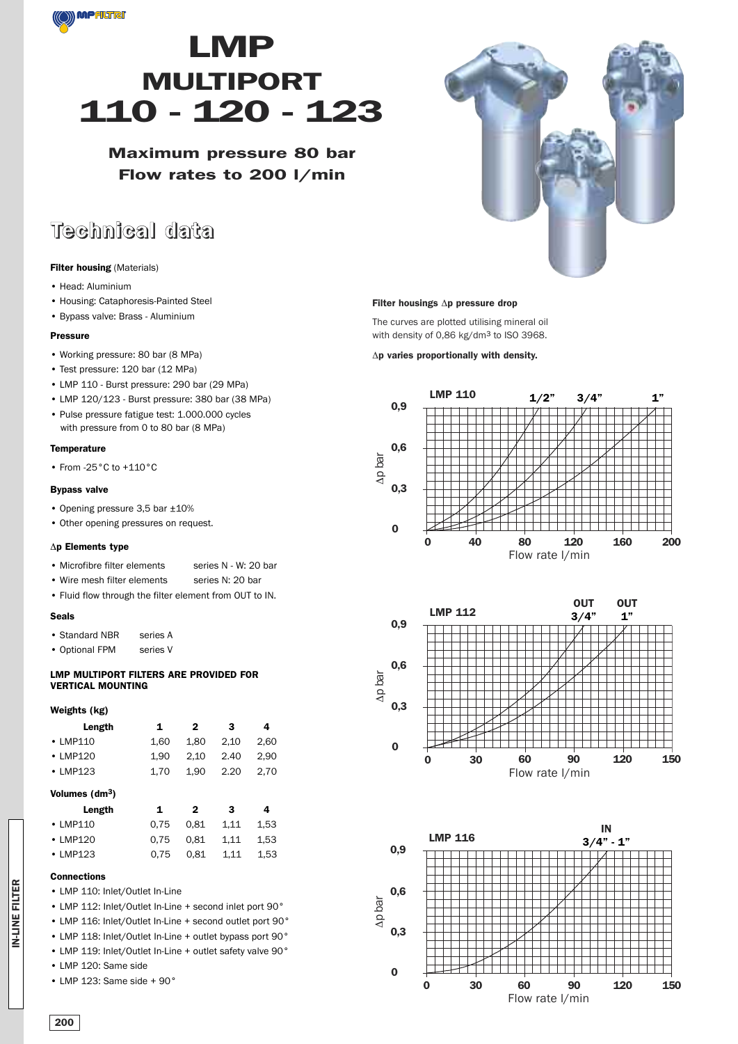# LMP MULTIPORT 110 - 120 - 123

**Maximum pressure 80 bar**
**Flow rates to 200 l/min**

## Technical data

**Filter housing** (Materials)

- Head: Aluminium
- Housing: Cataphoresis-Painted Steel
- Bypass valve: Brass - Aluminium

**Pressure**

- Working pressure: 80 bar (8 MPa)
- Test pressure: 120 bar (12 MPa)
- LMP 110 - Burst pressure: 290 bar (29 MPa)
- LMP 120/123 - Burst pressure: 380 bar (38 MPa)
- Pulse pressure fatigue test: 1.000.000 cycles with pressure from 0 to 80 bar (8 MPa)

**Temperature**

- From -25°C to +110°C

**Bypass valve**

- Opening pressure 3,5 bar ±10%
- Other opening pressures on request.

**Δp Elements type**

- Microfibre filter elements series N - W: 20 bar
- Wire mesh filter elements series N: 20 bar
- Fluid flow through the filter element from OUT to IN.

**Seals**

- Standard NBR series A
- Optional FPM series V

**LMP MULTIPORT FILTERS ARE PROVIDED FOR VERTICAL MOUNTING**

**Weights (kg)**

| Length | 1 | 2 | 3 | 4 |
|---|---|---|---|---|
| • LMP110 | 1,60 | 1,80 | 2,10 | 2,60 |
| • LMP120 | 1,90 | 2,10 | 2.40 | 2,90 |
| • LMP123 | 1,70 | 1,90 | 2.20 | 2,70 |

**Volumes (dm³)**

| Length | 1 | 2 | 3 | 4 |
|---|---|---|---|---|
| • LMP110 | 0,75 | 0,81 | 1,11 | 1,53 |
| • LMP120 | 0,75 | 0,81 | 1,11 | 1,53 |
| • LMP123 | 0,75 | 0,81 | 1,11 | 1,53 |

**Connections**

- LMP 110: Inlet/Outlet In-Line
- LMP 112: Inlet/Outlet In-Line + second inlet port 90°
- LMP 116: Inlet/Outlet In-Line + second outlet port 90°
- LMP 118: Inlet/Outlet In-Line + outlet bypass port 90°
- LMP 119: Inlet/Outlet In-Line + outlet safety valve 90°
- LMP 120: Same side
- LMP 123: Same side + 90°

**Filter housings Δp pressure drop**

The curves are plotted utilising mineral oil with density of 0,86 kg/dm³ to ISO 3968.

**Δp varies proportionally with density.**

LMP 110 — 1/2" — 3/4" — 1" (Δp bar vs Flow rate l/min, 0–200)

LMP 112 — OUT 3/4" — OUT 1" (Δp bar vs Flow rate l/min, 0–150)

LMP 116 — IN 3/4" - 1" (Δp bar vs Flow rate l/min, 0–150)

IN-LINE FILTER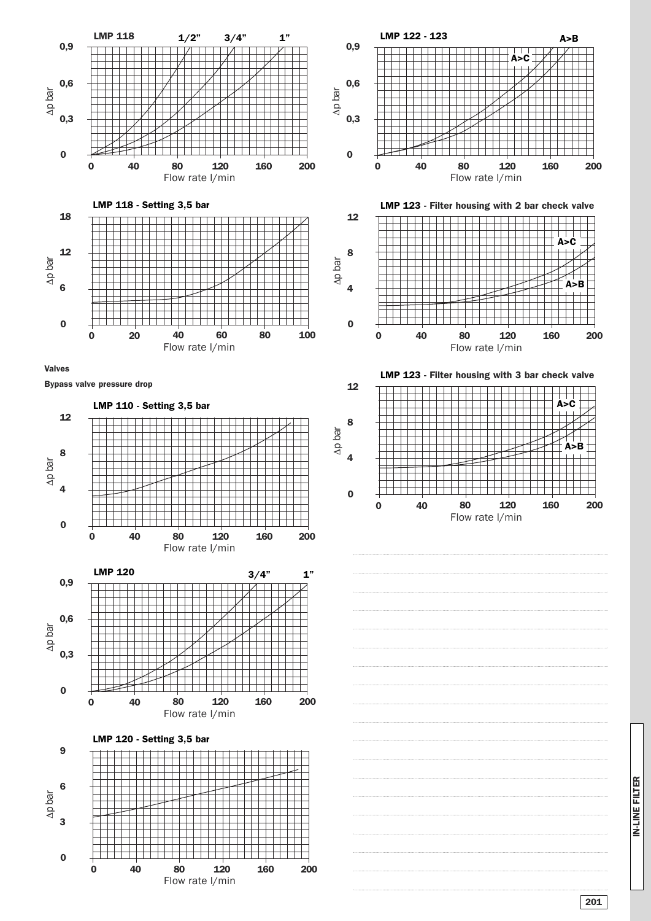**LMP 118**

1/2" 3/4" 1"

Δp bar: 0; 0,3; 0,6; 0,9

Flow rate l/min: 0; 40; 80; 120; 160; 200

**LMP 118 - Setting 3,5 bar**

Δp bar: 0; 6; 12; 18

Flow rate l/min: 0; 20; 40; 60; 80; 100

**Valves**

**Bypass valve pressure drop**

**LMP 110 - Setting 3,5 bar**

Δp bar: 0; 4; 8; 12

Flow rate l/min: 0; 40; 80; 120; 160; 200

**LMP 120**

3/4" 1"

Δp bar: 0; 0,3; 0,6; 0,9

Flow rate l/min: 0; 40; 80; 120; 160; 200

**LMP 120 - Setting 3,5 bar**

Δp bar: 0; 3; 6; 9

Flow rate l/min: 0; 40; 80; 120; 160; 200

**LMP 122 - 123**

A>C A>B

Δp bar: 0; 0,3; 0,6; 0,9

Flow rate l/min: 0; 40; 80; 120; 160; 200

**LMP 123 - Filter housing with 2 bar check valve**

A>C A>B

Δp bar: 0; 4; 8; 12

Flow rate l/min: 0; 40; 80; 120; 160; 200

**LMP 123 - Filter housing with 3 bar check valve**

A>C A>B

Δp bar: 0; 4; 8; 12

Flow rate l/min: 0; 40; 80; 120; 160; 200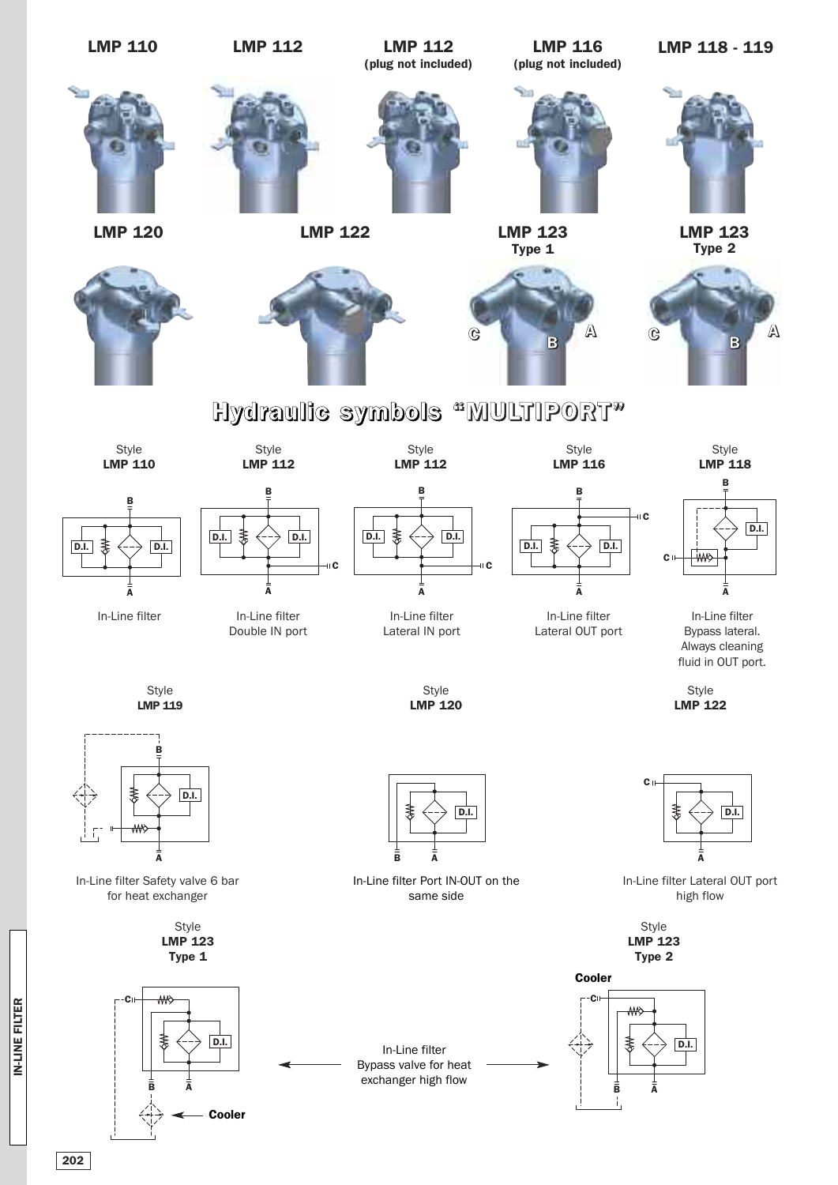LMP 110

LMP 112

LMP 112 (plug not included)

LMP 116 (plug not included)

LMP 118 - 119

LMP 120

LMP 122

LMP 123 Type 1

LMP 123 Type 2

# Hydraulic symbols "MULTIPORT"

Style **LMP 110**

In-Line filter

Style **LMP 112**

In-Line filter Double IN port

Style **LMP 112**

In-Line filter Lateral IN port

Style **LMP 116**

In-Line filter Lateral OUT port

Style **LMP 118**

In-Line filter Bypass lateral. Always cleaning fluid in OUT port.

Style **LMP 119**

In-Line filter Safety valve 6 bar for heat exchanger

Style **LMP 120**

In-Line filter Port IN-OUT on the same side

Style **LMP 122**

In-Line filter Lateral OUT port high flow

Style **LMP 123 Type 1**

Style **LMP 123 Type 2**

In-Line filter Bypass valve for heat exchanger high flow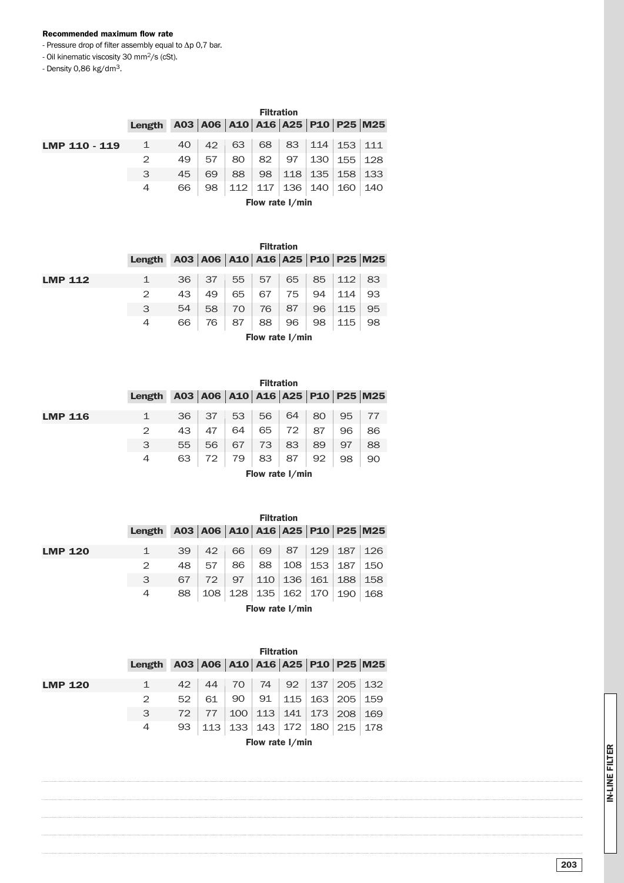**Recommended maximum flow rate**

- Pressure drop of filter assembly equal to $\Delta p$ 0,7 bar.
- Oil kinematic viscosity 30 $mm^2/s$ (cSt).
- Density 0,86 $kg/dm^3$.

| | Length | Filtration | | | | | | | |
|---|---|---|---|---|---|---|---|---|---|
| | | A03 | A06 | A10 | A16 | A25 | P10 | P25 | M25 |
| **LMP 110 - 119** | 1 | 40 | 42 | 63 | 68 | 83 | 114 | 153 | 111 |
| | 2 | 49 | 57 | 80 | 82 | 97 | 130 | 155 | 128 |
| | 3 | 45 | 69 | 88 | 98 | 118 | 135 | 158 | 133 |
| | 4 | 66 | 98 | 112 | 117 | 136 | 140 | 160 | 140 |

Flow rate l/min

| | Length | Filtration | | | | | | | |
|---|---|---|---|---|---|---|---|---|---|
| | | A03 | A06 | A10 | A16 | A25 | P10 | P25 | M25 |
| **LMP 112** | 1 | 36 | 37 | 55 | 57 | 65 | 85 | 112 | 83 |
| | 2 | 43 | 49 | 65 | 67 | 75 | 94 | 114 | 93 |
| | 3 | 54 | 58 | 70 | 76 | 87 | 96 | 115 | 95 |
| | 4 | 66 | 76 | 87 | 88 | 96 | 98 | 115 | 98 |

Flow rate l/min

| | Length | Filtration | | | | | | | |
|---|---|---|---|---|---|---|---|---|---|
| | | A03 | A06 | A10 | A16 | A25 | P10 | P25 | M25 |
| **LMP 116** | 1 | 36 | 37 | 53 | 56 | 64 | 80 | 95 | 77 |
| | 2 | 43 | 47 | 64 | 65 | 72 | 87 | 96 | 86 |
| | 3 | 55 | 56 | 67 | 73 | 83 | 89 | 97 | 88 |
| | 4 | 63 | 72 | 79 | 83 | 87 | 92 | 98 | 90 |

Flow rate l/min

| | Length | Filtration | | | | | | | |
|---|---|---|---|---|---|---|---|---|---|
| | | A03 | A06 | A10 | A16 | A25 | P10 | P25 | M25 |
| **LMP 120** | 1 | 39 | 42 | 66 | 69 | 87 | 129 | 187 | 126 |
| | 2 | 48 | 57 | 86 | 88 | 108 | 153 | 187 | 150 |
| | 3 | 67 | 72 | 97 | 110 | 136 | 161 | 188 | 158 |
| | 4 | 88 | 108 | 128 | 135 | 162 | 170 | 190 | 168 |

Flow rate l/min

| | Length | Filtration | | | | | | | |
|---|---|---|---|---|---|---|---|---|---|
| | | A03 | A06 | A10 | A16 | A25 | P10 | P25 | M25 |
| **LMP 120** | 1 | 42 | 44 | 70 | 74 | 92 | 137 | 205 | 132 |
| | 2 | 52 | 61 | 90 | 91 | 115 | 163 | 205 | 159 |
| | 3 | 72 | 77 | 100 | 113 | 141 | 173 | 208 | 169 |
| | 4 | 93 | 113 | 133 | 143 | 172 | 180 | 215 | 178 |

Flow rate l/min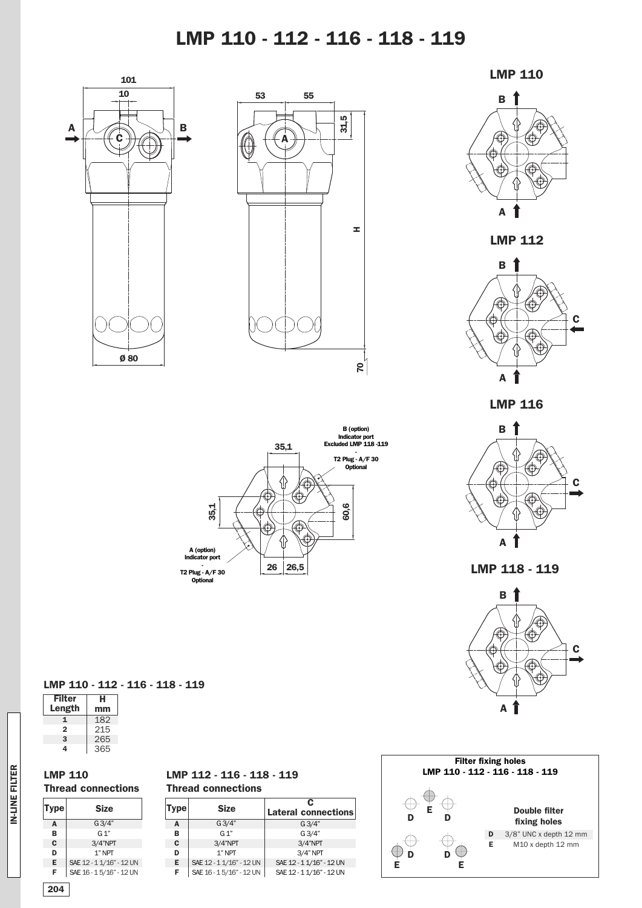# LMP 110 - 112 - 116 - 118 - 119

101

10

A

C

B

53

55

31,5

A

H

Ø 80

70

LMP 110

LMP 112

LMP 116

LMP 118 - 119

35,1

B (option)
Indicator port
Excluded LMP 118 -119
-
T2 Plug - A/F 30
Optional

35,1

60,6

A (option)
Indicator port
-
T2 Plug - A/F 30
Optional

26 | 26,5

### LMP 110 - 112 - 116 - 118 - 119

| Filter Length | H mm |
|---|---|
| 1 | 182 |
| 2 | 215 |
| 3 | 265 |
| 4 | 365 |

### LMP 110

**Thread connections**

| Type | Size |
|---|---|
| A | G 3/4" |
| B | G 1" |
| C | 3/4"NPT |
| D | 1" NPT |
| E | SAE 12 - 1 1/16" - 12 UN |
| F | SAE 16 - 1 5/16" - 12 UN |

### LMP 112 - 116 - 118 - 119

**Thread connections**

| Type | Size | C Lateral connections |
|---|---|---|
| A | G 3/4" | G 3/4" |
| B | G 1" | G 3/4" |
| C | 3/4"NPT | 3/4"NPT |
| D | 1" NPT | 3/4" NPT |
| E | SAE 12 - 1 1/16" - 12 UN | SAE 12 - 1 1/16" - 12 UN |
| F | SAE 16 - 1 5/16" - 12 UN | SAE 12 - 1 1/16" - 12 UN |

**Filter fixing holes**
**LMP 110 - 112 - 116 - 118 - 119**

**Double filter fixing holes**

| | |
|---|---|
| D | 3/8" UNC x depth 12 mm |
| E | M10 x depth 12 mm |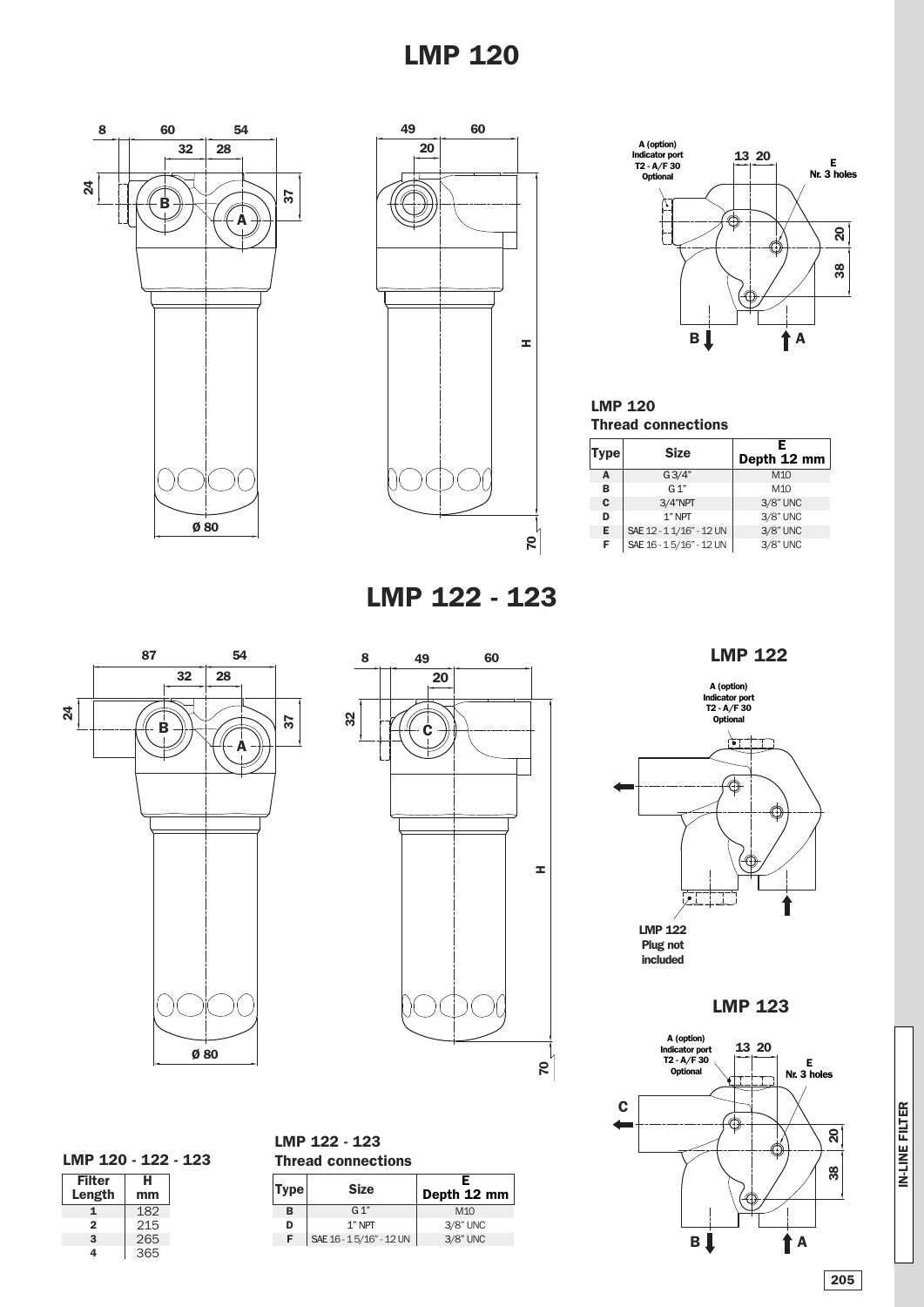# LMP 120

A (option)
Indicator port
T2 - A/F 30
Optional

E
Nr. 3 holes

### LMP 120
### Thread connections

| Type | Size | E Depth 12 mm |
|---|---|---|
| A | G 3/4" | M10 |
| B | G 1" | M10 |
| C | 3/4"NPT | 3/8" UNC |
| D | 1" NPT | 3/8" UNC |
| E | SAE 12 - 1 1/16" - 12 UN | 3/8" UNC |
| F | SAE 16 - 1 5/16" - 12 UN | 3/8" UNC |

# LMP 122 - 123

## LMP 122

A (option)
Indicator port
T2 - A/F 30
Optional

LMP 122
Plug not
included

## LMP 123

A (option)
Indicator port
T2 - A/F 30
Optional

E
Nr. 3 holes

### LMP 120 - 122 - 123

| Filter Length | H mm |
|---|---|
| 1 | 182 |
| 2 | 215 |
| 3 | 265 |
| 4 | 365 |

### LMP 122 - 123
### Thread connections

| Type | Size | E Depth 12 mm |
|---|---|---|
| B | G 1" | M10 |
| D | 1" NPT | 3/8" UNC |
| F | SAE 16 - 1 5/16" - 12 UN | 3/8" UNC |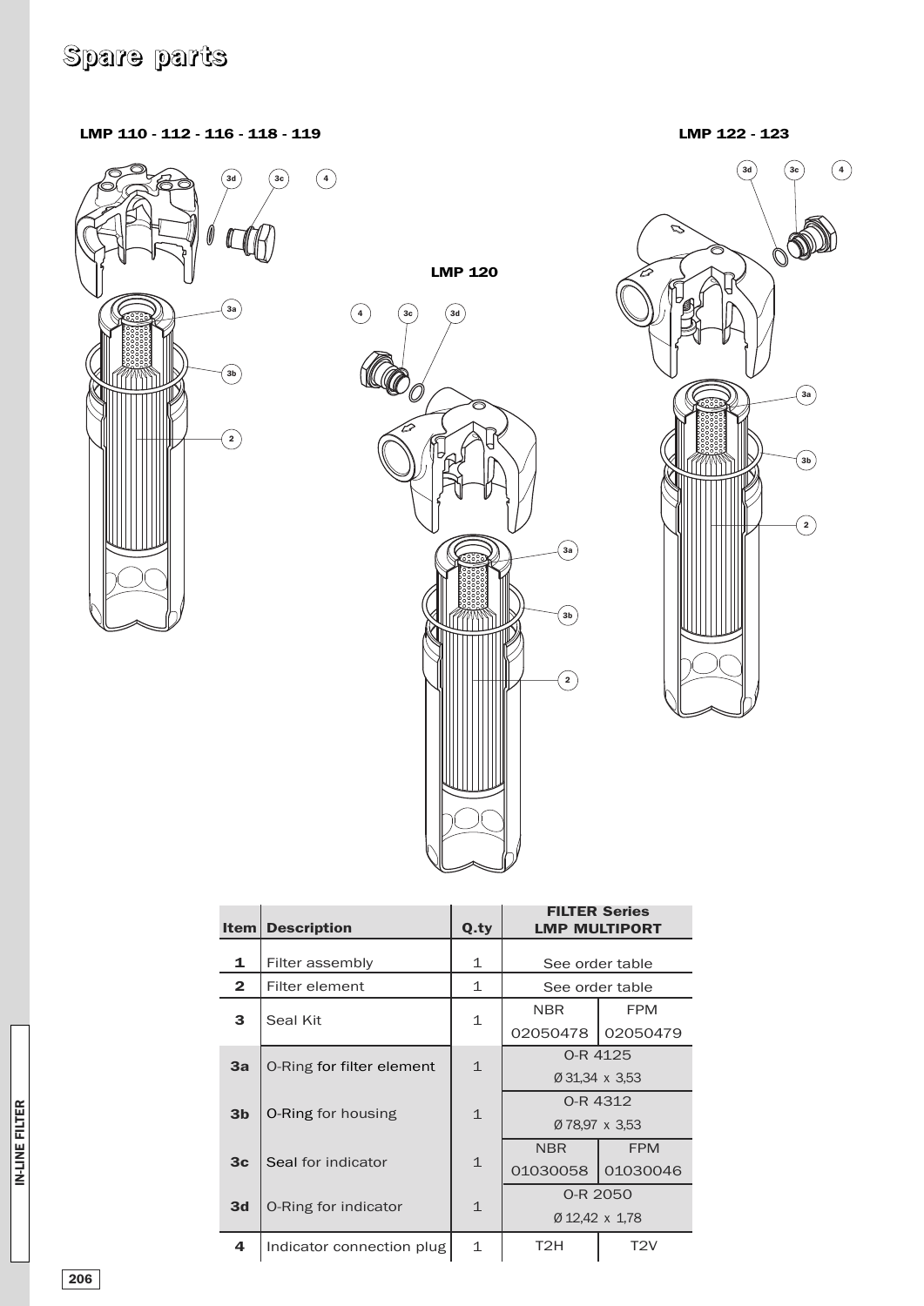# Spare parts

**LMP 110 - 112 - 116 - 118 - 119**

**LMP 120**

**LMP 122 - 123**

| Item | Description | Q.ty | FILTER Series LMP MULTIPORT | |
|---|---|---|---|---|
| **1** | Filter assembly | 1 | See order table | |
| **2** | Filter element | 1 | See order table | |
| **3** | Seal Kit | 1 | NBR 02050478 | FPM 02050479 |
| **3a** | O-Ring for filter element | 1 | O-R 4125 Ø 31,34 x 3,53 | |
| **3b** | O-Ring for housing | 1 | O-R 4312 Ø 78,97 x 3,53 | |
| **3c** | Seal for indicator | 1 | NBR 01030058 | FPM 01030046 |
| **3d** | O-Ring for indicator | 1 | O-R 2050 Ø 12,42 x 1,78 | |
| **4** | Indicator connection plug | 1 | T2H | T2V |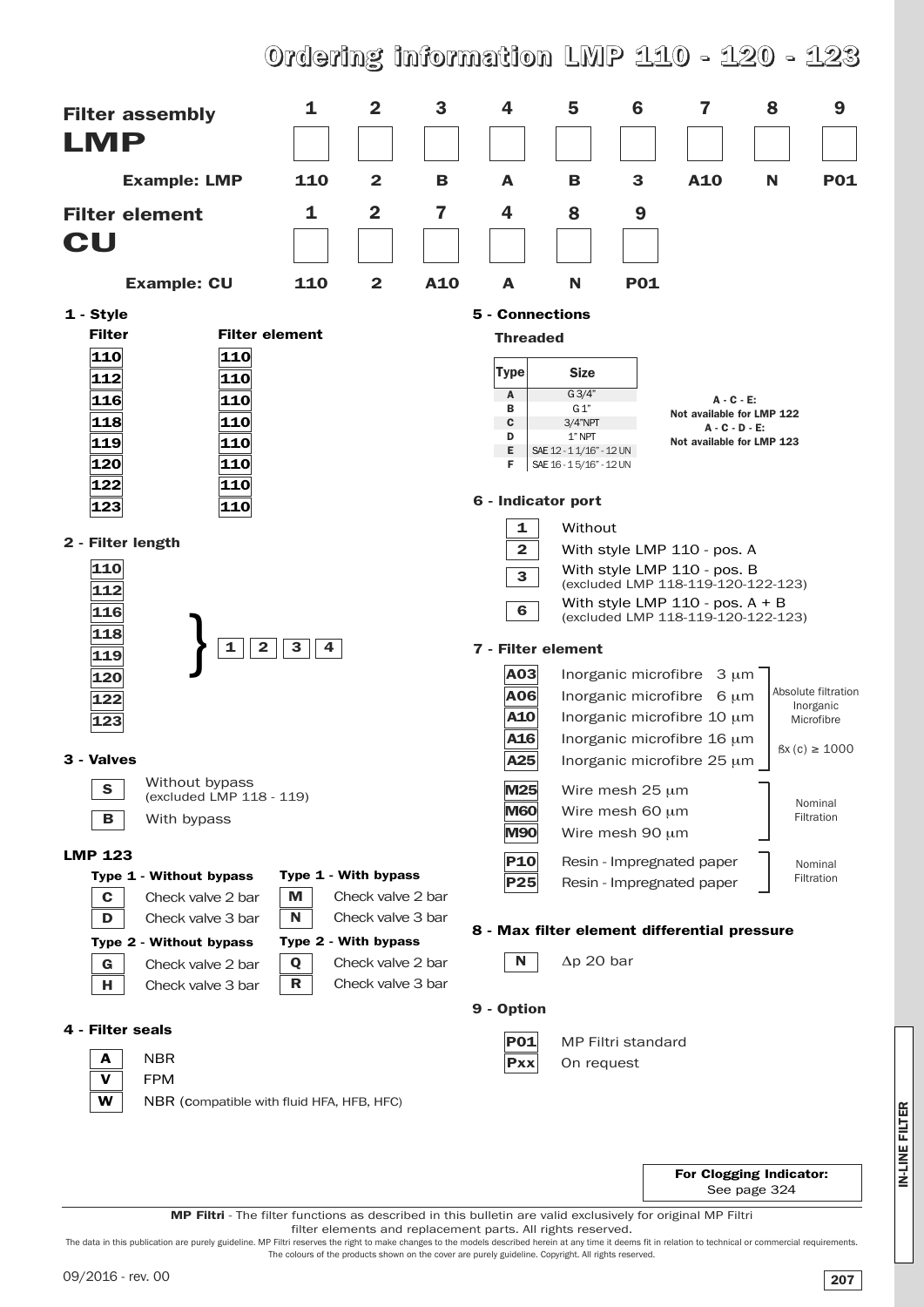# Ordering information LMP 110 - 120 - 123

## Filter assembly LMP

| | 1 | 2 | 3 | 4 | 5 | 6 | 7 | 8 | 9 |
|---|---|---|---|---|---|---|---|---|---|
| Example: LMP | 110 | 2 | B | A | B | 3 | A10 | N | P01 |

## Filter element CU

| | 1 | 2 | 7 | 4 | 8 | 9 |
|---|---|---|---|---|---|---|
| Example: CU | 110 | 2 | A10 | A | N | P01 |

### 1 - Style

| Filter | Filter element |
|---|---|
| 110 | 110 |
| 112 | 110 |
| 116 | 110 |
| 118 | 110 |
| 119 | 110 |
| 120 | 110 |
| 122 | 110 |
| 123 | 110 |

### 2 - Filter length

110, 112, 116, 118, 119, 120, 122, 123 → 1, 2, 3, 4

### 3 - Valves

- **S** Without bypass (excluded LMP 118 - 119)
- **B** With bypass

#### LMP 123

| Type 1 - Without bypass | | Type 1 - With bypass | |
|---|---|---|---|
| C | Check valve 2 bar | M | Check valve 2 bar |
| D | Check valve 3 bar | N | Check valve 3 bar |

| Type 2 - Without bypass | | Type 2 - With bypass | |
|---|---|---|---|
| G | Check valve 2 bar | Q | Check valve 2 bar |
| H | Check valve 3 bar | R | Check valve 3 bar |

### 4 - Filter seals

- **A** NBR
- **V** FPM
- **W** NBR (compatible with fluid HFA, HFB, HFC)

### 5 - Connections

**Threaded**

| Type | Size |
|---|---|
| A | G 3/4" |
| B | G 1" |
| C | 3/4"NPT |
| D | 1" NPT |
| E | SAE 12 - 1 1/16" - 12 UN |
| F | SAE 16 - 1 5/16" - 12 UN |

**A - C - E:** Not available for LMP 122
**A - C - D - E:** Not available for LMP 123

### 6 - Indicator port

- **1** Without
- **2** With style LMP 110 - pos. A
- **3** With style LMP 110 - pos. B (excluded LMP 118-119-120-122-123)
- **6** With style LMP 110 - pos. A + B (excluded LMP 118-119-120-122-123)

### 7 - Filter element

| Code | Description | |
|---|---|---|
| A03 | Inorganic microfibre 3 µm | Absolute filtration Inorganic Microfibre ßx (c) ≥ 1000 |
| A06 | Inorganic microfibre 6 µm | |
| A10 | Inorganic microfibre 10 µm | |
| A16 | Inorganic microfibre 16 µm | |
| A25 | Inorganic microfibre 25 µm | |
| M25 | Wire mesh 25 µm | Nominal Filtration |
| M60 | Wire mesh 60 µm | |
| M90 | Wire mesh 90 µm | |
| P10 | Resin - Impregnated paper | Nominal Filtration |
| P25 | Resin - Impregnated paper | |

### 8 - Max filter element differential pressure

- **N** Δp 20 bar

### 9 - Option

- **P01** MP Filtri standard
- **Pxx** On request

**For Clogging Indicator:** See page 324

**MP Filtri** - The filter functions as described in this bulletin are valid exclusively for original MP Filtri filter elements and replacement parts. All rights reserved.

The data in this publication are purely guideline. MP Filtri reserves the right to make changes to the models described herein at any time it deems fit in relation to technical or commercial requirements. The colours of the products shown on the cover are purely guideline. Copyright. All rights reserved.

09/2016 - rev. 00